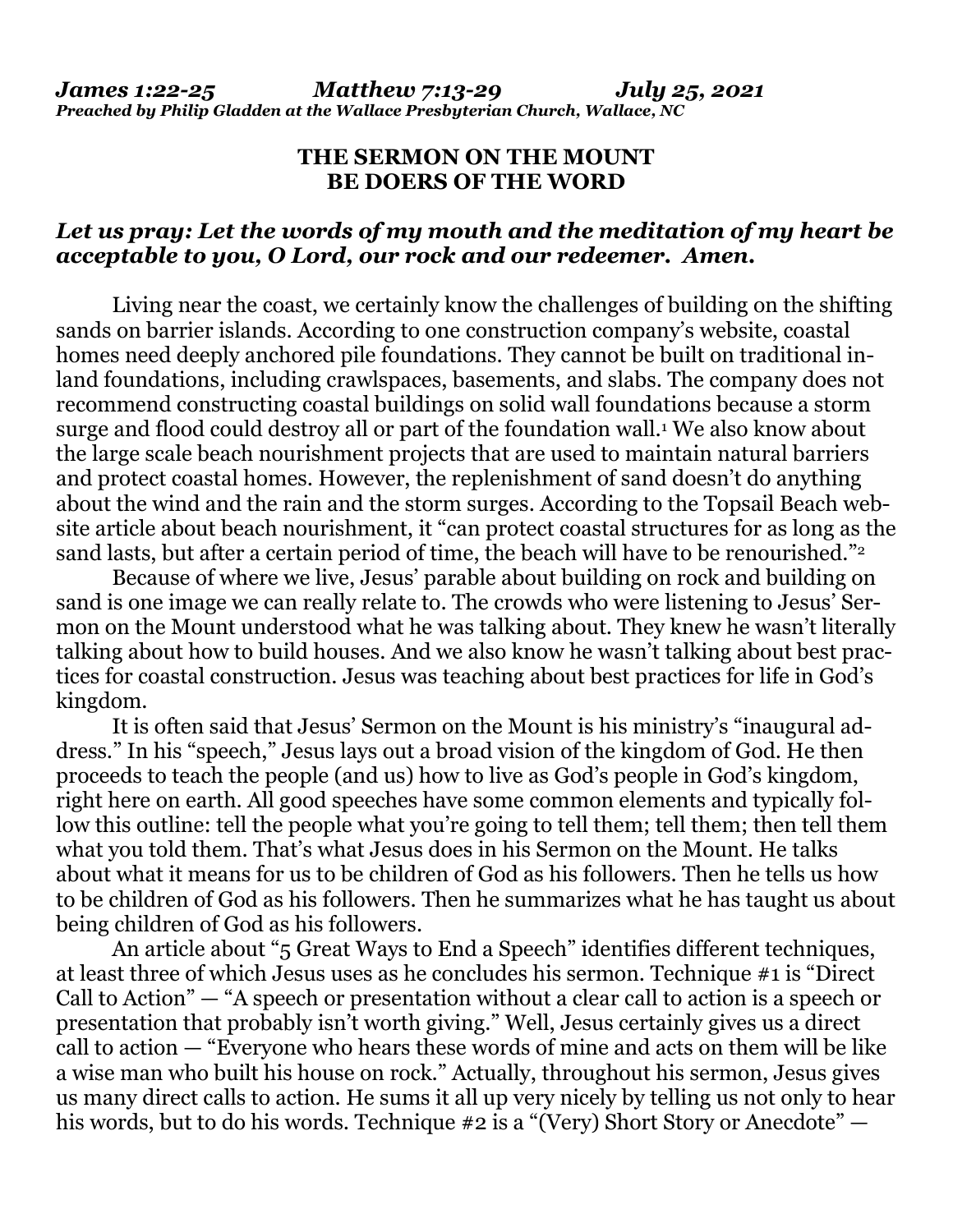***James 1:22-25 Matthew 7:13-29 July 25, 2021***
***Preached by Philip Gladden at the Wallace Presbyterian Church, Wallace, NC***

## THE SERMON ON THE MOUNT
## BE DOERS OF THE WORD

***Let us pray: Let the words of my mouth and the meditation of my heart be acceptable to you, O Lord, our rock and our redeemer. Amen.***

Living near the coast, we certainly know the challenges of building on the shifting sands on barrier islands. According to one construction company's website, coastal homes need deeply anchored pile foundations. They cannot be built on traditional inland foundations, including crawlspaces, basements, and slabs. The company does not recommend constructing coastal buildings on solid wall foundations because a storm surge and flood could destroy all or part of the foundation wall.[1] We also know about the large scale beach nourishment projects that are used to maintain natural barriers and protect coastal homes. However, the replenishment of sand doesn't do anything about the wind and the rain and the storm surges. According to the Topsail Beach website article about beach nourishment, it "can protect coastal structures for as long as the sand lasts, but after a certain period of time, the beach will have to be renourished."[2]

Because of where we live, Jesus' parable about building on rock and building on sand is one image we can really relate to. The crowds who were listening to Jesus' Sermon on the Mount understood what he was talking about. They knew he wasn't literally talking about how to build houses. And we also know he wasn't talking about best practices for coastal construction. Jesus was teaching about best practices for life in God's kingdom.

It is often said that Jesus' Sermon on the Mount is his ministry's "inaugural address." In his "speech," Jesus lays out a broad vision of the kingdom of God. He then proceeds to teach the people (and us) how to live as God's people in God's kingdom, right here on earth. All good speeches have some common elements and typically follow this outline: tell the people what you're going to tell them; tell them; then tell them what you told them. That's what Jesus does in his Sermon on the Mount. He talks about what it means for us to be children of God as his followers. Then he tells us how to be children of God as his followers. Then he summarizes what he has taught us about being children of God as his followers.

An article about "5 Great Ways to End a Speech" identifies different techniques, at least three of which Jesus uses as he concludes his sermon. Technique #1 is "Direct Call to Action" — "A speech or presentation without a clear call to action is a speech or presentation that probably isn't worth giving." Well, Jesus certainly gives us a direct call to action — "Everyone who hears these words of mine and acts on them will be like a wise man who built his house on rock." Actually, throughout his sermon, Jesus gives us many direct calls to action. He sums it all up very nicely by telling us not only to hear his words, but to do his words. Technique #2 is a "(Very) Short Story or Anecdote" —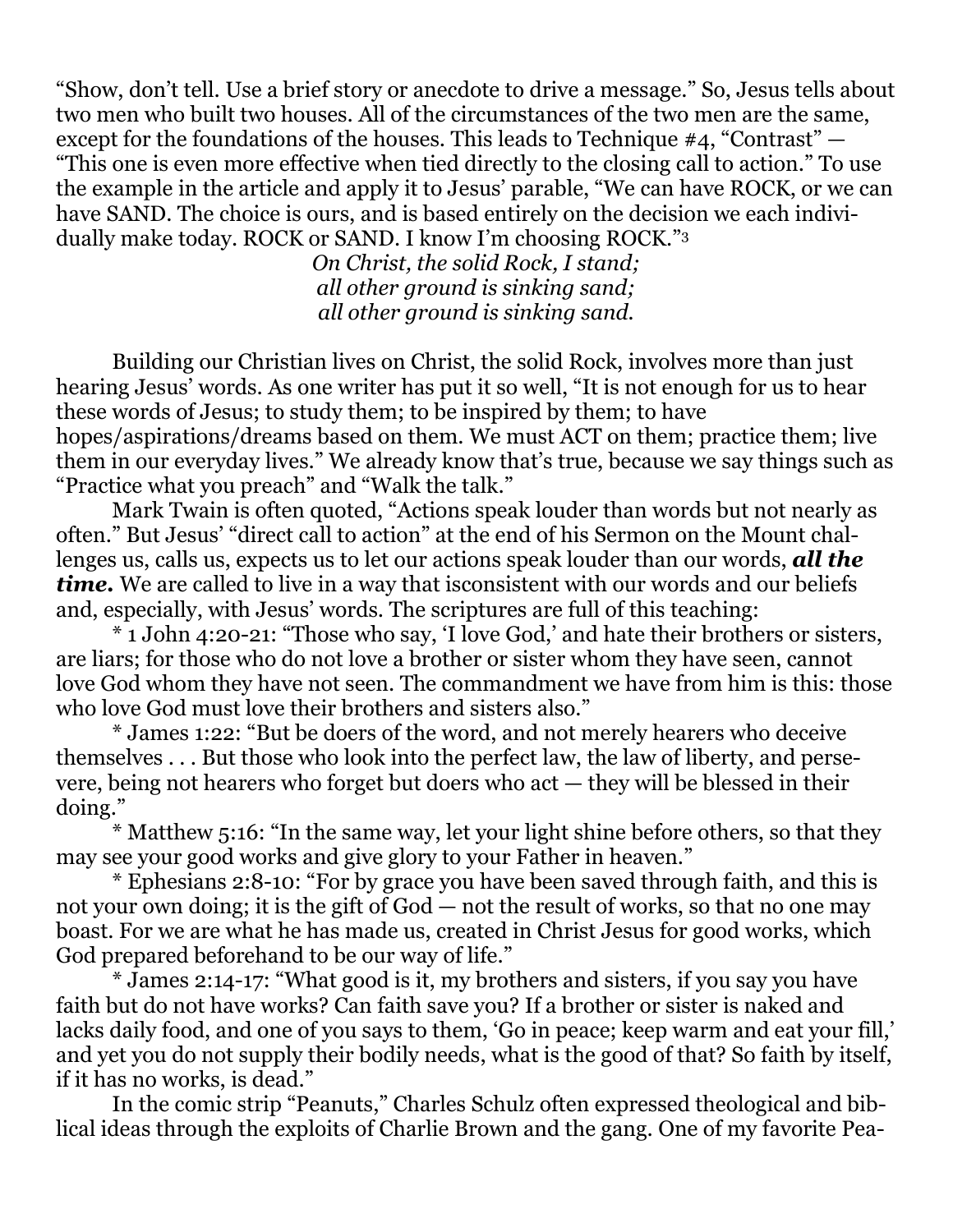"Show, don't tell. Use a brief story or anecdote to drive a message." So, Jesus tells about two men who built two houses. All of the circumstances of the two men are the same, except for the foundations of the houses. This leads to Technique #4, "Contrast" — "This one is even more effective when tied directly to the closing call to action." To use the example in the article and apply it to Jesus' parable, "We can have ROCK, or we can have SAND. The choice is ours, and is based entirely on the decision we each individually make today. ROCK or SAND. I know I'm choosing ROCK."[3]

*On Christ, the solid Rock, I stand;*
*all other ground is sinking sand;*
*all other ground is sinking sand.*

Building our Christian lives on Christ, the solid Rock, involves more than just hearing Jesus' words. As one writer has put it so well, "It is not enough for us to hear these words of Jesus; to study them; to be inspired by them; to have hopes/aspirations/dreams based on them. We must ACT on them; practice them; live them in our everyday lives." We already know that's true, because we say things such as "Practice what you preach" and "Walk the talk."

Mark Twain is often quoted, "Actions speak louder than words but not nearly as often." But Jesus' "direct call to action" at the end of his Sermon on the Mount challenges us, calls us, expects us to let our actions speak louder than our words, ***all the time.*** We are called to live in a way that isconsistent with our words and our beliefs and, especially, with Jesus' words. The scriptures are full of this teaching:

* 1 John 4:20-21: "Those who say, 'I love God,' and hate their brothers or sisters, are liars; for those who do not love a brother or sister whom they have seen, cannot love God whom they have not seen. The commandment we have from him is this: those who love God must love their brothers and sisters also."

* James 1:22: "But be doers of the word, and not merely hearers who deceive themselves . . . But those who look into the perfect law, the law of liberty, and persevere, being not hearers who forget but doers who act — they will be blessed in their doing."

* Matthew 5:16: "In the same way, let your light shine before others, so that they may see your good works and give glory to your Father in heaven."

* Ephesians 2:8-10: "For by grace you have been saved through faith, and this is not your own doing; it is the gift of God — not the result of works, so that no one may boast. For we are what he has made us, created in Christ Jesus for good works, which God prepared beforehand to be our way of life."

* James 2:14-17: "What good is it, my brothers and sisters, if you say you have faith but do not have works? Can faith save you? If a brother or sister is naked and lacks daily food, and one of you says to them, 'Go in peace; keep warm and eat your fill,' and yet you do not supply their bodily needs, what is the good of that? So faith by itself, if it has no works, is dead."

In the comic strip "Peanuts," Charles Schulz often expressed theological and biblical ideas through the exploits of Charlie Brown and the gang. One of my favorite Pea-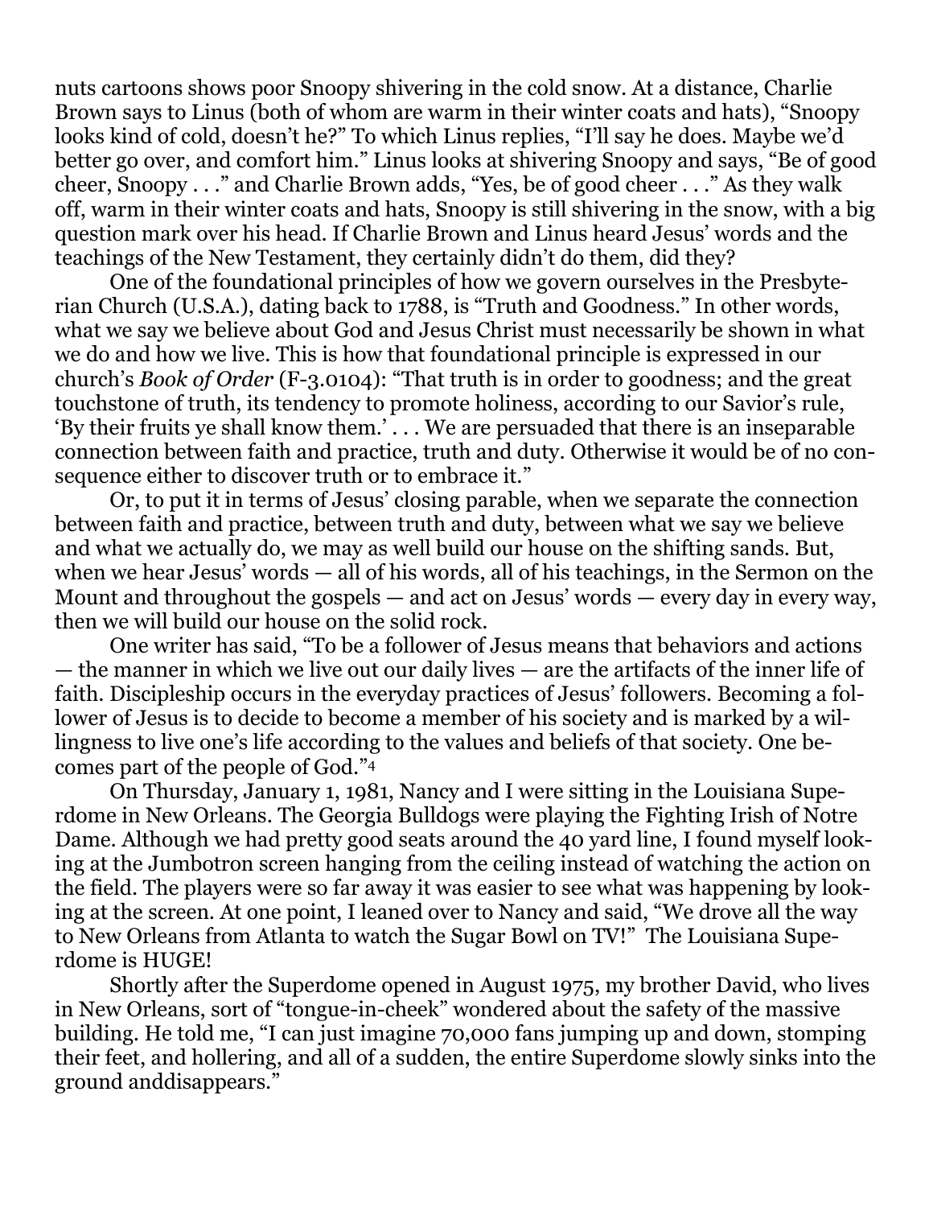nuts cartoons shows poor Snoopy shivering in the cold snow. At a distance, Charlie Brown says to Linus (both of whom are warm in their winter coats and hats), "Snoopy looks kind of cold, doesn't he?" To which Linus replies, "I'll say he does. Maybe we'd better go over, and comfort him." Linus looks at shivering Snoopy and says, "Be of good cheer, Snoopy . . ." and Charlie Brown adds, "Yes, be of good cheer . . ." As they walk off, warm in their winter coats and hats, Snoopy is still shivering in the snow, with a big question mark over his head. If Charlie Brown and Linus heard Jesus' words and the teachings of the New Testament, they certainly didn't do them, did they?

One of the foundational principles of how we govern ourselves in the Presbyterian Church (U.S.A.), dating back to 1788, is "Truth and Goodness." In other words, what we say we believe about God and Jesus Christ must necessarily be shown in what we do and how we live. This is how that foundational principle is expressed in our church's *Book of Order* (F-3.0104): "That truth is in order to goodness; and the great touchstone of truth, its tendency to promote holiness, according to our Savior's rule, 'By their fruits ye shall know them.' . . . We are persuaded that there is an inseparable connection between faith and practice, truth and duty. Otherwise it would be of no consequence either to discover truth or to embrace it."

Or, to put it in terms of Jesus' closing parable, when we separate the connection between faith and practice, between truth and duty, between what we say we believe and what we actually do, we may as well build our house on the shifting sands. But, when we hear Jesus' words — all of his words, all of his teachings, in the Sermon on the Mount and throughout the gospels — and act on Jesus' words — every day in every way, then we will build our house on the solid rock.

One writer has said, "To be a follower of Jesus means that behaviors and actions — the manner in which we live out our daily lives — are the artifacts of the inner life of faith. Discipleship occurs in the everyday practices of Jesus' followers. Becoming a follower of Jesus is to decide to become a member of his society and is marked by a willingness to live one's life according to the values and beliefs of that society. One becomes part of the people of God."[4]

On Thursday, January 1, 1981, Nancy and I were sitting in the Louisiana Superdome in New Orleans. The Georgia Bulldogs were playing the Fighting Irish of Notre Dame. Although we had pretty good seats around the 40 yard line, I found myself looking at the Jumbotron screen hanging from the ceiling instead of watching the action on the field. The players were so far away it was easier to see what was happening by looking at the screen. At one point, I leaned over to Nancy and said, "We drove all the way to New Orleans from Atlanta to watch the Sugar Bowl on TV!" The Louisiana Superdome is HUGE!

Shortly after the Superdome opened in August 1975, my brother David, who lives in New Orleans, sort of "tongue-in-cheek" wondered about the safety of the massive building. He told me, "I can just imagine 70,000 fans jumping up and down, stomping their feet, and hollering, and all of a sudden, the entire Superdome slowly sinks into the ground anddisappears."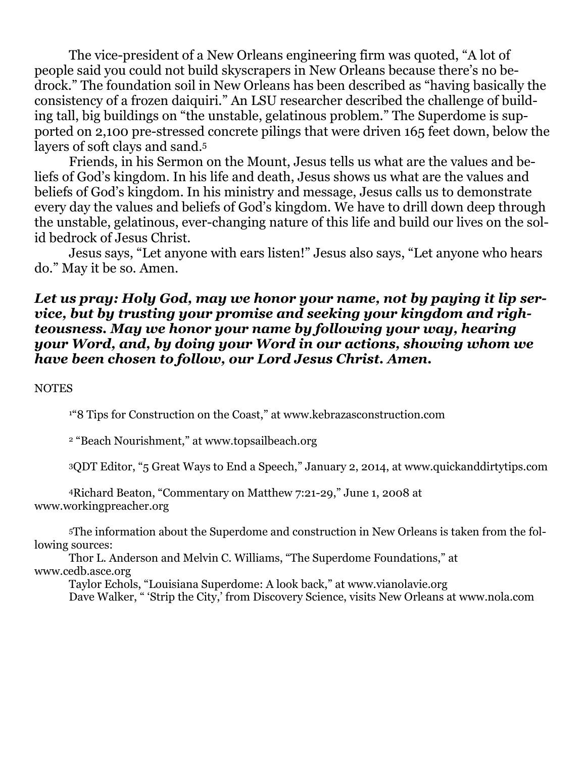The vice-president of a New Orleans engineering firm was quoted, "A lot of people said you could not build skyscrapers in New Orleans because there's no bedrock." The foundation soil in New Orleans has been described as "having basically the consistency of a frozen daiquiri." An LSU researcher described the challenge of building tall, big buildings on "the unstable, gelatinous problem." The Superdome is supported on 2,100 pre-stressed concrete pilings that were driven 165 feet down, below the layers of soft clays and sand.[5]

Friends, in his Sermon on the Mount, Jesus tells us what are the values and beliefs of God's kingdom. In his life and death, Jesus shows us what are the values and beliefs of God's kingdom. In his ministry and message, Jesus calls us to demonstrate every day the values and beliefs of God's kingdom. We have to drill down deep through the unstable, gelatinous, ever-changing nature of this life and build our lives on the solid bedrock of Jesus Christ.

Jesus says, "Let anyone with ears listen!" Jesus also says, "Let anyone who hears do." May it be so. Amen.

***Let us pray: Holy God, may we honor your name, not by paying it lip service, but by trusting your promise and seeking your kingdom and righteousness. May we honor your name by following your way, hearing your Word, and, by doing your Word in our actions, showing whom we have been chosen to follow, our Lord Jesus Christ. Amen.***

NOTES

[1]"8 Tips for Construction on the Coast," at www.kebrazasconstruction.com

[2] "Beach Nourishment," at www.topsailbeach.org

[3]QDT Editor, "5 Great Ways to End a Speech," January 2, 2014, at www.quickanddirtytips.com

[4]Richard Beaton, "Commentary on Matthew 7:21-29," June 1, 2008 at www.workingpreacher.org

[5]The information about the Superdome and construction in New Orleans is taken from the following sources:

Thor L. Anderson and Melvin C. Williams, "The Superdome Foundations," at www.cedb.asce.org

Taylor Echols, "Louisiana Superdome: A look back," at www.vianolavie.org

Dave Walker, " 'Strip the City,' from Discovery Science, visits New Orleans at www.nola.com